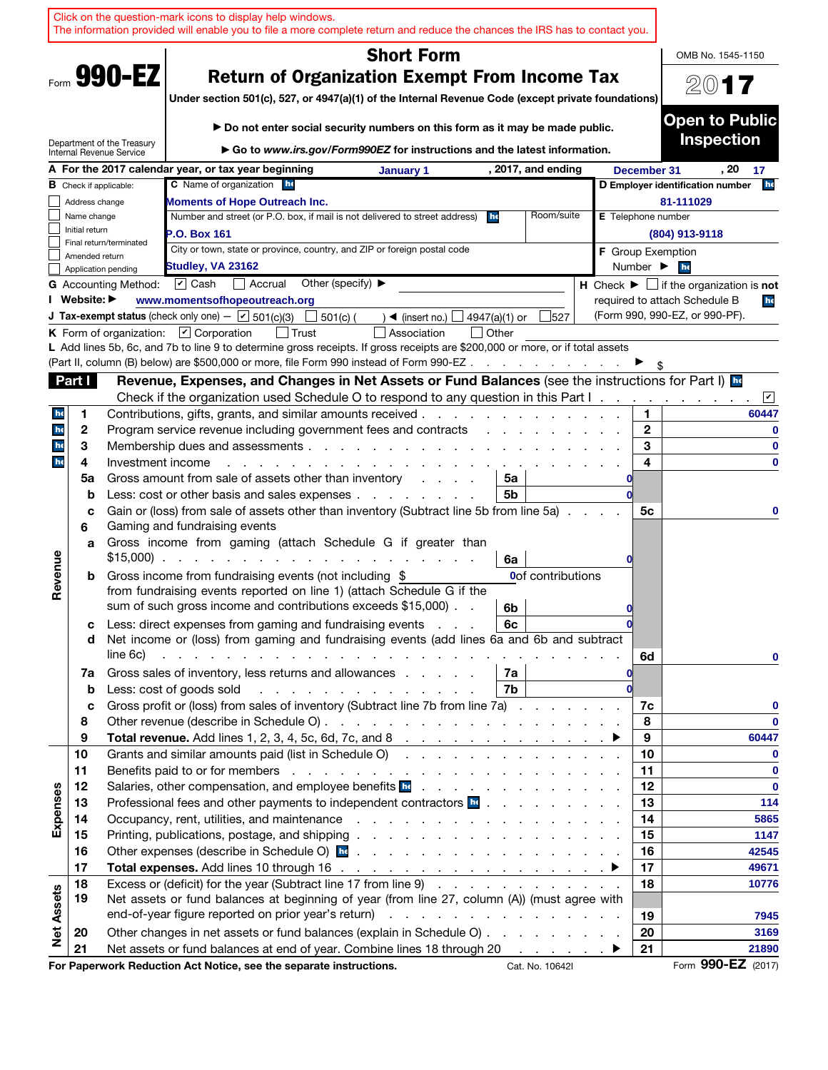Click on the question-mark icons to display help windows.
The information provided will enable you to file a more complete return and reduce the chances the IRS has to contact you.

Form **990-EZ**

Department of the Treasury
Internal Revenue Service

# Short Form
# Return of Organization Exempt From Income Tax

**Under section 501(c), 527, or 4947(a)(1) of the Internal Revenue Code (except private foundations)**

▶ **Do not enter social security numbers on this form as it may be made public.**

▶ **Go to *www.irs.gov/Form990EZ* for instructions and the latest information.**

OMB No. 1545-1150

**2017**

**Open to Public Inspection**

**A** For the 2017 calendar year, or tax year beginning January 1, 2017, and ending December 31, 20 17

**B** Check if applicable:
- ☐ Address change
- ☐ Name change
- ☐ Initial return
- ☐ Final return/terminated
- ☐ Amended return
- ☐ Application pending

**C** Name of organization: Moments of Hope Outreach Inc.

Number and street (or P.O. box, if mail is not delivered to street address): P.O. Box 161 | Room/suite:

City or town, state or province, country, and ZIP or foreign postal code: Studley, VA 23162

**D Employer identification number:** 81-111029

**E** Telephone number: (804) 913-9118

**F** Group Exemption Number ▶

**G** Accounting Method: ☑ Cash ☐ Accrual Other (specify) ▶

**I Website:** ▶ www.momentsofhopeoutreach.org

**J Tax-exempt status** (check only one) — ☑ 501(c)(3) ☐ 501(c) ( ) ◀ (insert no.) ☐ 4947(a)(1) or ☐ 527

**H** Check ▶ ☐ if the organization is **not** required to attach Schedule B (Form 990, 990-EZ, or 990-PF).

**K** Form of organization: ☑ Corporation ☐ Trust ☐ Association ☐ Other

**L** Add lines 5b, 6c, and 7b to line 9 to determine gross receipts. If gross receipts are $200,000 or more, or if total assets (Part II, column (B) below) are $500,000 or more, file Form 990 instead of Form 990-EZ ▶ $

## Part I Revenue, Expenses, and Changes in Net Assets or Fund Balances (see the instructions for Part I)

Check if the organization used Schedule O to respond to any question in this Part I ☑

| Section | Line | Description | Sub-line | Sub-amount | Line | Amount |
|---|---|---|---|---|---|---|
| Revenue | 1 | Contributions, gifts, grants, and similar amounts received | | | 1 | 60447 |
| | 2 | Program service revenue including government fees and contracts | | | 2 | 0 |
| | 3 | Membership dues and assessments | | | 3 | 0 |
| | 4 | Investment income | | | 4 | 0 |
| | 5a | Gross amount from sale of assets other than inventory | 5a | 0 | | |
| | b | Less: cost or other basis and sales expenses | 5b | 0 | | |
| | c | Gain or (loss) from sale of assets other than inventory (Subtract line 5b from line 5a) | | | 5c | 0 |
| | 6 | Gaming and fundraising events | | | | |
| | a | Gross income from gaming (attach Schedule G if greater than $15,000) | 6a | 0 | | |
| | b | Gross income from fundraising events (not including $ 0 of contributions from fundraising events reported on line 1) (attach Schedule G if the sum of such gross income and contributions exceeds $15,000) | 6b | 0 | | |
| | c | Less: direct expenses from gaming and fundraising events | 6c | 0 | | |
| | d | Net income or (loss) from gaming and fundraising events (add lines 6a and 6b and subtract line 6c) | | | 6d | 0 |
| | 7a | Gross sales of inventory, less returns and allowances | 7a | 0 | | |
| | b | Less: cost of goods sold | 7b | 0 | | |
| | c | Gross profit or (loss) from sales of inventory (Subtract line 7b from line 7a) | | | 7c | 0 |
| | 8 | Other revenue (describe in Schedule O) | | | 8 | 0 |
| | 9 | **Total revenue.** Add lines 1, 2, 3, 4, 5c, 6d, 7c, and 8 ▶ | | | 9 | 60447 |
| Expenses | 10 | Grants and similar amounts paid (list in Schedule O) | | | 10 | 0 |
| | 11 | Benefits paid to or for members | | | 11 | 0 |
| | 12 | Salaries, other compensation, and employee benefits | | | 12 | 0 |
| | 13 | Professional fees and other payments to independent contractors | | | 13 | 114 |
| | 14 | Occupancy, rent, utilities, and maintenance | | | 14 | 5865 |
| | 15 | Printing, publications, postage, and shipping | | | 15 | 1147 |
| | 16 | Other expenses (describe in Schedule O) | | | 16 | 42545 |
| | 17 | **Total expenses.** Add lines 10 through 16 ▶ | | | 17 | 49671 |
| Net Assets | 18 | Excess or (deficit) for the year (Subtract line 17 from line 9) | | | 18 | 10776 |
| | 19 | Net assets or fund balances at beginning of year (from line 27, column (A)) (must agree with end-of-year figure reported on prior year's return) | | | 19 | 7945 |
| | 20 | Other changes in net assets or fund balances (explain in Schedule O) | | | 20 | 3169 |
| | 21 | Net assets or fund balances at end of year. Combine lines 18 through 20 ▶ | | | 21 | 21890 |

**For Paperwork Reduction Act Notice, see the separate instructions.** Cat. No. 10642I Form **990-EZ** (2017)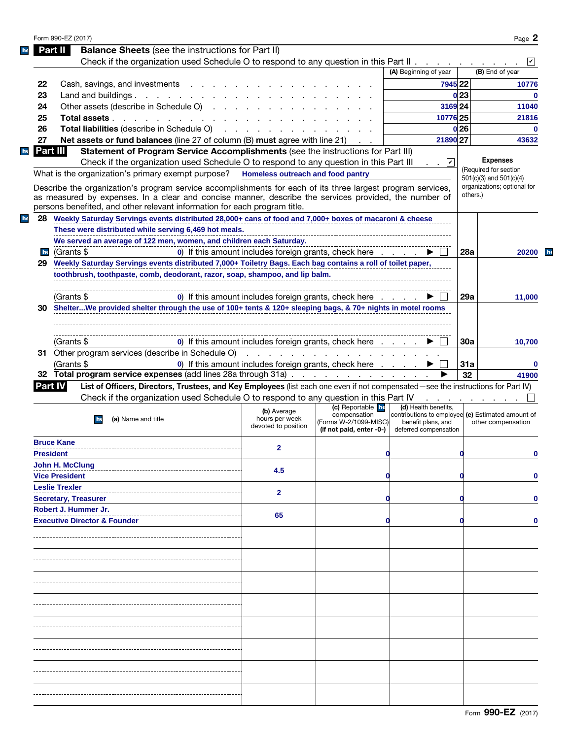Form 990-EZ (2017)

## Part II Balance Sheets (see the instructions for Part II)

Check if the organization used Schedule O to respond to any question in this Part II . . . . . . . . . . ☑

| | | (A) Beginning of year | | (B) End of year |
|---|---|---|---|---|
| 22 | Cash, savings, and investments | 7945 | 22 | 10776 |
| 23 | Land and buildings | 0 | 23 | 0 |
| 24 | Other assets (describe in Schedule O) | 3169 | 24 | 11040 |
| 25 | **Total assets** | 10776 | 25 | 21816 |
| 26 | **Total liabilities** (describe in Schedule O) | 0 | 26 | 0 |
| 27 | **Net assets or fund balances** (line 27 of column (B) **must** agree with line 21) | 21890 | 27 | 43632 |

## Part III Statement of Program Service Accomplishments (see the instructions for Part III)

Check if the organization used Schedule O to respond to any question in this Part III . . ☑

What is the organization's primary exempt purpose? Homeless outreach and food pantry

Describe the organization's program service accomplishments for each of its three largest program services, as measured by expenses. In a clear and concise manner, describe the services provided, the number of persons benefited, and other relevant information for each program title.

**Expenses** (Required for section 501(c)(3) and 501(c)(4) organizations; optional for others.)

| | | | Expenses |
|---|---|---|---|
| 28 | Weekly Saturday Servings events distributed 28,000+ cans of food and 7,000+ boxes of macaroni & cheese These were distributed while serving 6,469 hot meals. We served an average of 122 men, women, and children each Saturday. (Grants $ 0) If this amount includes foreign grants, check here . . . . ▶ ☐ | 28a | 20200 |
| 29 | Weekly Saturday Servings events distributed 7,000+ Toiletry Bags. Each bag contains a roll of toilet paper, toothbrush, toothpaste, comb, deodorant, razor, soap, shampoo, and lip balm. (Grants $ 0) If this amount includes foreign grants, check here . . . . ▶ ☐ | 29a | 11,000 |
| 30 | Shelter...We provided shelter through the use of 100+ tents & 120+ sleeping bags, & 70+ nights in motel rooms (Grants $ 0) If this amount includes foreign grants, check here . . . . ▶ ☐ | 30a | 10,700 |
| 31 | Other program services (describe in Schedule O) (Grants $ 0) If this amount includes foreign grants, check here . . . . ▶ ☐ | 31a | 0 |
| 32 | **Total program service expenses** (add lines 28a through 31a) . . . . ▶ | 32 | 41900 |

## Part IV List of Officers, Directors, Trustees, and Key Employees (list each one even if not compensated—see the instructions for Part IV)

Check if the organization used Schedule O to respond to any question in this Part IV . . . . . . . . ☐

| (a) Name and title | (b) Average hours per week devoted to position | (c) Reportable compensation (Forms W-2/1099-MISC) (if not paid, enter -0-) | (d) Health benefits, contributions to employee benefit plans, and deferred compensation | (e) Estimated amount of other compensation |
|---|---|---|---|---|
| Bruce Kane<br>President | 2 | 0 | 0 | 0 |
| John H. McClung<br>Vice President | 4.5 | 0 | 0 | 0 |
| Leslie Trexler<br>Secretary, Treasurer | 2 | 0 | 0 | 0 |
| Robert J. Hummer Jr.<br>Executive Director & Founder | 65 | 0 | 0 | 0 |
| | | | | |
| | | | | |
| | | | | |
| | | | | |
| | | | | |
| | | | | |
| | | | | |
| | | | | |

Form **990-EZ** (2017)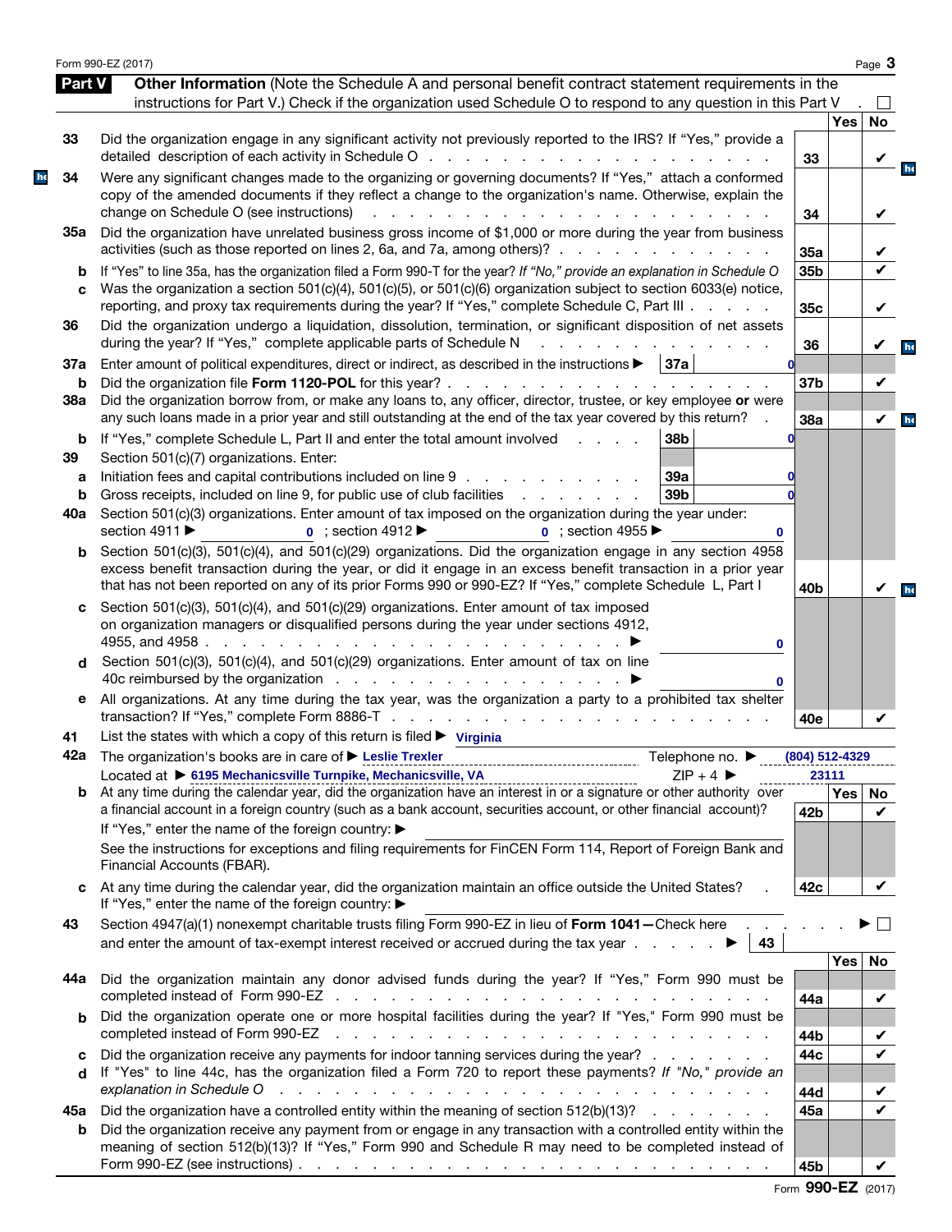Form 990-EZ (2017)

## Part V Other Information

(Note the Schedule A and personal benefit contract statement requirements in the instructions for Part V.) Check if the organization used Schedule O to respond to any question in this Part V . ☐

| Line | Question | | Yes | No |
|---|---|---|---|---|
| 33 | Did the organization engage in any significant activity not previously reported to the IRS? If "Yes," provide a detailed description of each activity in Schedule O | 33 | | ✔ |
| 34 | Were any significant changes made to the organizing or governing documents? If "Yes," attach a conformed copy of the amended documents if they reflect a change to the organization's name. Otherwise, explain the change on Schedule O (see instructions) | 34 | | ✔ |
| 35a | Did the organization have unrelated business gross income of $1,000 or more during the year from business activities (such as those reported on lines 2, 6a, and 7a, among others)? | 35a | | ✔ |
| b | If "Yes" to line 35a, has the organization filed a Form 990-T for the year? *If "No," provide an explanation in Schedule O* | 35b | | ✔ |
| c | Was the organization a section 501(c)(4), 501(c)(5), or 501(c)(6) organization subject to section 6033(e) notice, reporting, and proxy tax requirements during the year? If "Yes," complete Schedule C, Part III | 35c | | ✔ |
| 36 | Did the organization undergo a liquidation, dissolution, termination, or significant disposition of net assets during the year? If "Yes," complete applicable parts of Schedule N | 36 | | ✔ |
| 37a | Enter amount of political expenditures, direct or indirect, as described in the instructions ▶ 37a 0 | | | |
| b | Did the organization file **Form 1120-POL** for this year? | 37b | | ✔ |
| 38a | Did the organization borrow from, or make any loans to, any officer, director, trustee, or key employee **or** were any such loans made in a prior year and still outstanding at the end of the tax year covered by this return? | 38a | | ✔ |
| b | If "Yes," complete Schedule L, Part II and enter the total amount involved 38b 0 | | | |
| 39 | Section 501(c)(7) organizations. Enter: | | | |
| a | Initiation fees and capital contributions included on line 9 39a 0 | | | |
| b | Gross receipts, included on line 9, for public use of club facilities 39b 0 | | | |
| 40a | Section 501(c)(3) organizations. Enter amount of tax imposed on the organization during the year under: section 4911 ▶ 0 ; section 4912 ▶ 0 ; section 4955 ▶ 0 | | | |
| b | Section 501(c)(3), 501(c)(4), and 501(c)(29) organizations. Did the organization engage in any section 4958 excess benefit transaction during the year, or did it engage in an excess benefit transaction in a prior year that has not been reported on any of its prior Forms 990 or 990-EZ? If "Yes," complete Schedule L, Part I | 40b | | ✔ |
| c | Section 501(c)(3), 501(c)(4), and 501(c)(29) organizations. Enter amount of tax imposed on organization managers or disqualified persons during the year under sections 4912, 4955, and 4958 ▶ 0 | | | |
| d | Section 501(c)(3), 501(c)(4), and 501(c)(29) organizations. Enter amount of tax on line 40c reimbursed by the organization ▶ 0 | | | |
| e | All organizations. At any time during the tax year, was the organization a party to a prohibited tax shelter transaction? If "Yes," complete Form 8886-T | 40e | | ✔ |

41 List the states with which a copy of this return is filed ▶ Virginia

42a The organization's books are in care of ▶ Leslie Trexler Telephone no. ▶ (804) 512-4329
Located at ▶ 6195 Mechanicsville Turnpike, Mechanicsville, VA ZIP + 4 ▶ 23111

| Line | Question | | Yes | No |
|---|---|---|---|---|
| b | At any time during the calendar year, did the organization have an interest in or a signature or other authority over a financial account in a foreign country (such as a bank account, securities account, or other financial account)? If "Yes," enter the name of the foreign country: ▶ See the instructions for exceptions and filing requirements for FinCEN Form 114, Report of Foreign Bank and Financial Accounts (FBAR). | 42b | | ✔ |
| c | At any time during the calendar year, did the organization maintain an office outside the United States? If "Yes," enter the name of the foreign country: ▶ | 42c | | ✔ |
| 43 | Section 4947(a)(1) nonexempt charitable trusts filing Form 990-EZ in lieu of **Form 1041—**Check here ▶ ☐ and enter the amount of tax-exempt interest received or accrued during the tax year ▶ 43 | | | |
| 44a | Did the organization maintain any donor advised funds during the year? If "Yes," Form 990 must be completed instead of Form 990-EZ | 44a | | ✔ |
| b | Did the organization operate one or more hospital facilities during the year? If "Yes," Form 990 must be completed instead of Form 990-EZ | 44b | | ✔ |
| c | Did the organization receive any payments for indoor tanning services during the year? | 44c | | ✔ |
| d | If "Yes" to line 44c, has the organization filed a Form 720 to report these payments? *If "No," provide an explanation in Schedule O* | 44d | | ✔ |
| 45a | Did the organization have a controlled entity within the meaning of section 512(b)(13)? | 45a | | ✔ |
| b | Did the organization receive any payment from or engage in any transaction with a controlled entity within the meaning of section 512(b)(13)? If "Yes," Form 990 and Schedule R may need to be completed instead of Form 990-EZ (see instructions) | 45b | | ✔ |

Form **990-EZ** (2017)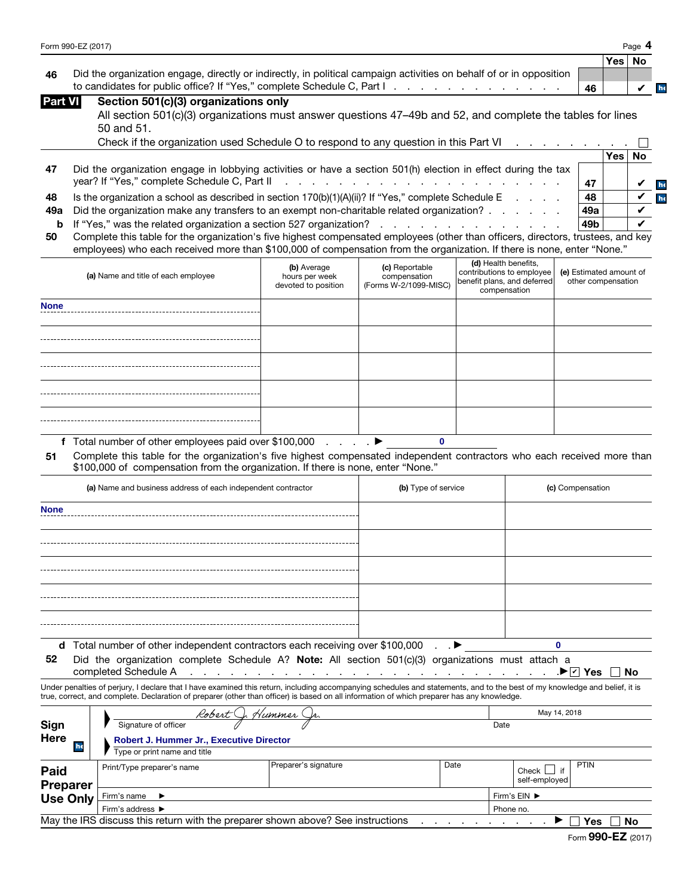Form 990-EZ (2017)

| | | | Yes | No |
|---|---|---|---|---|
| **46** | Did the organization engage, directly or indirectly, in political campaign activities on behalf of or in opposition to candidates for public office? If "Yes," complete Schedule C, Part I . . . . . . . . . . . . . . | 46 | | ✔ |

## Part VI Section 501(c)(3) organizations only

All section 501(c)(3) organizations must answer questions 47–49b and 52, and complete the tables for lines 50 and 51.

Check if the organization used Schedule O to respond to any question in this Part VI . . . . . . . . . ☐

| | | | Yes | No |
|---|---|---|---|---|
| **47** | Did the organization engage in lobbying activities or have a section 501(h) election in effect during the tax year? If "Yes," complete Schedule C, Part II . . . . . . . . . . . . . . . . . . . . . . . | 47 | | ✔ |
| **48** | Is the organization a school as described in section 170(b)(1)(A)(ii)? If "Yes," complete Schedule E . . . . | 48 | | ✔ |
| **49a** | Did the organization make any transfers to an exempt non-charitable related organization? . . . . . . | 49a | | ✔ |
| **b** | If "Yes," was the related organization a section 527 organization? . . . . . . . . . . . . . . . . | 49b | | ✔ |

**50** Complete this table for the organization's five highest compensated employees (other than officers, directors, trustees, and key employees) who each received more than $100,000 of compensation from the organization. If there is none, enter "None."

| **(a)** Name and title of each employee | **(b)** Average hours per week devoted to position | **(c)** Reportable compensation (Forms W-2/1099-MISC) | **(d)** Health benefits, contributions to employee benefit plans, and deferred compensation | **(e)** Estimated amount of other compensation |
|---|---|---|---|---|
| None | | | | |
| | | | | |
| | | | | |
| | | | | |
| | | | | |

**f** Total number of other employees paid over $100,000 . . . . ▶ 0

**51** Complete this table for the organization's five highest compensated independent contractors who each received more than $100,000 of compensation from the organization. If there is none, enter "None."

| **(a)** Name and business address of each independent contractor | **(b)** Type of service | **(c)** Compensation |
|---|---|---|
| None | | |
| | | |
| | | |
| | | |
| | | |

**d** Total number of other independent contractors each receiving over $100,000 . . ▶ 0

**52** Did the organization complete Schedule A? **Note:** All section 501(c)(3) organizations must attach a completed Schedule A . . . . . . . . . . . . . . . . . . . . . . . . . . . . ▶ ☑ Yes ☐ No

Under penalties of perjury, I declare that I have examined this return, including accompanying schedules and statements, and to the best of my knowledge and belief, it is true, correct, and complete. Declaration of preparer (other than officer) is based on all information of which preparer has any knowledge.

**Sign Here**

Signature of officer: Robert J. Hummer Jr. — Date: May 14, 2018

Type or print name and title: Robert J. Hummer Jr., Executive Director

**Paid Preparer Use Only**

| Print/Type preparer's name | Preparer's signature | Date | Check ☐ if self-employed | PTIN |
|---|---|---|---|---|
| | | | | |

Firm's name ▶ | Firm's EIN ▶

Firm's address ▶ | Phone no.

May the IRS discuss this return with the preparer shown above? See instructions . . . . . . . . . . . ▶ ☐ Yes ☐ No

Form **990-EZ** (2017)